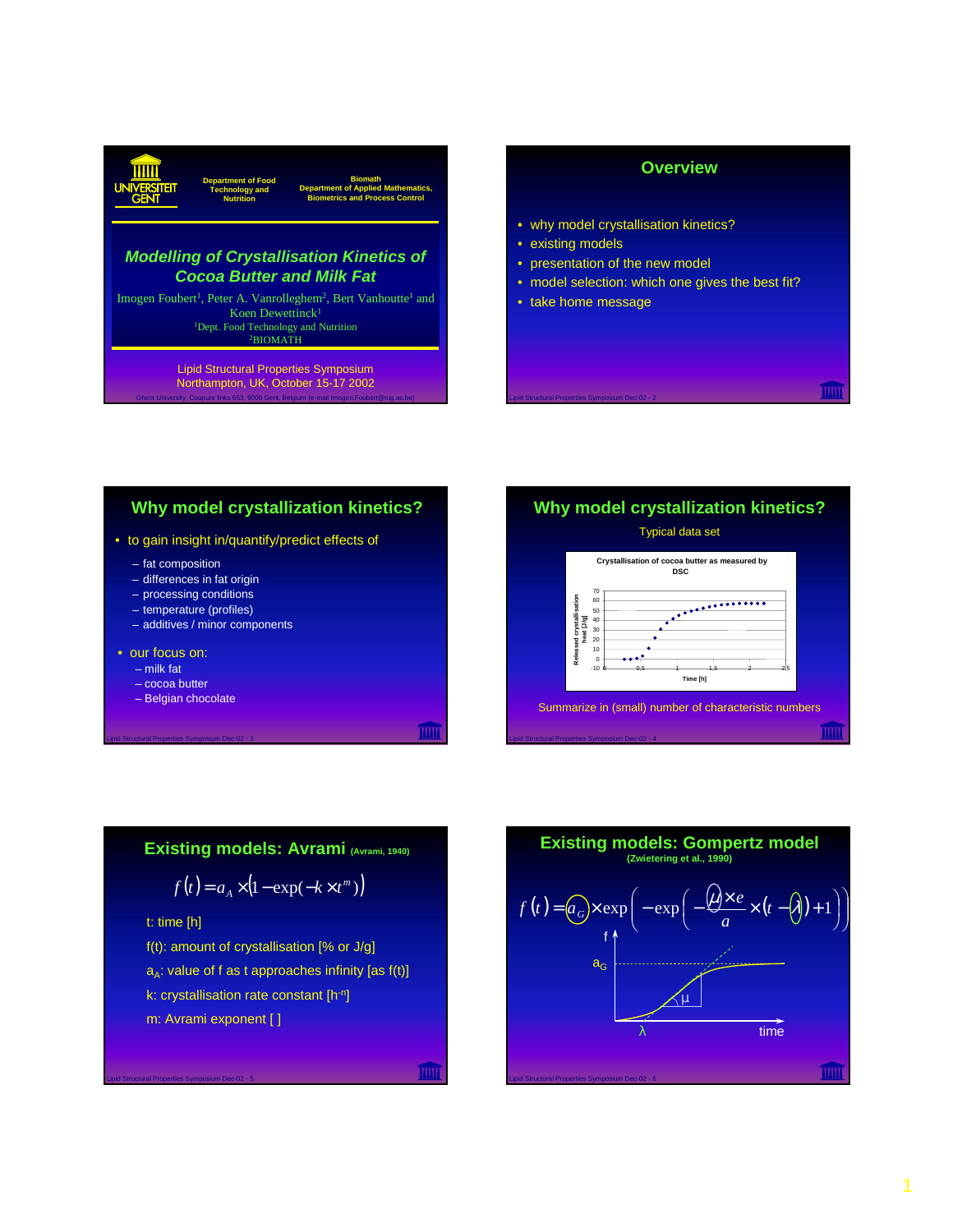UNIVERSITEIT GENT

Department of Food Technology and Nutrition

Biomath
Department of Applied Mathematics, Biometrics and Process Control

# Modelling of Crystallisation Kinetics of Cocoa Butter and Milk Fat

Imogen Foubert[1], Peter A. Vanrolleghem[2], Bert Vanhoutte[1] and Koen Dewettinck[1]

[1]Dept. Food Technology and Nutrition
[2]BIOMATH

Lipid Structural Properties Symposium
Northampton, UK, October 15-17 2002

Ghent University, Coupure links 653, 9000 Gent, Belgium (e-mail Imogen.Foubert@rug.ac.be)

## Overview

- why model crystallisation kinetics?
- existing models
- presentation of the new model
- model selection: which one gives the best fit?
- take home message

## Why model crystallization kinetics?

- to gain insight in/quantify/predict effects of
  - fat composition
  - differences in fat origin
  - processing conditions
  - temperature (profiles)
  - additives / minor components
- our focus on:
  - milk fat
  - cocoa butter
  - Belgian chocolate

## Why model crystallization kinetics?

Typical data set

Crystallisation of cocoa butter as measured by DSC

(Chart: Released crystallisation heat [J/g] (-10 to 70) vs Time [h] (0 to 2,5))

Summarize in (small) number of characteristic numbers

## Existing models: Avrami (Avrami, 1940)

$$f(t) = a_A \times \left(1 - \exp(-k \times t^m)\right)$$

t: time [h]

f(t): amount of crystallisation [% or J/g]

$a_A$: value of f as t approaches infinity [as f(t)]

k: crystallisation rate constant [$h^{-n}$]

m: Avrami exponent [ ]

## Existing models: Gompertz model (Zwietering et al., 1990)

$$f(t) = a_G \times \exp\left(-\exp\left(-\frac{\mu \times e}{a} \times (t - \lambda) + 1\right)\right)$$

(Figure: f vs time, showing $a_G$, $\mu$, $\lambda$)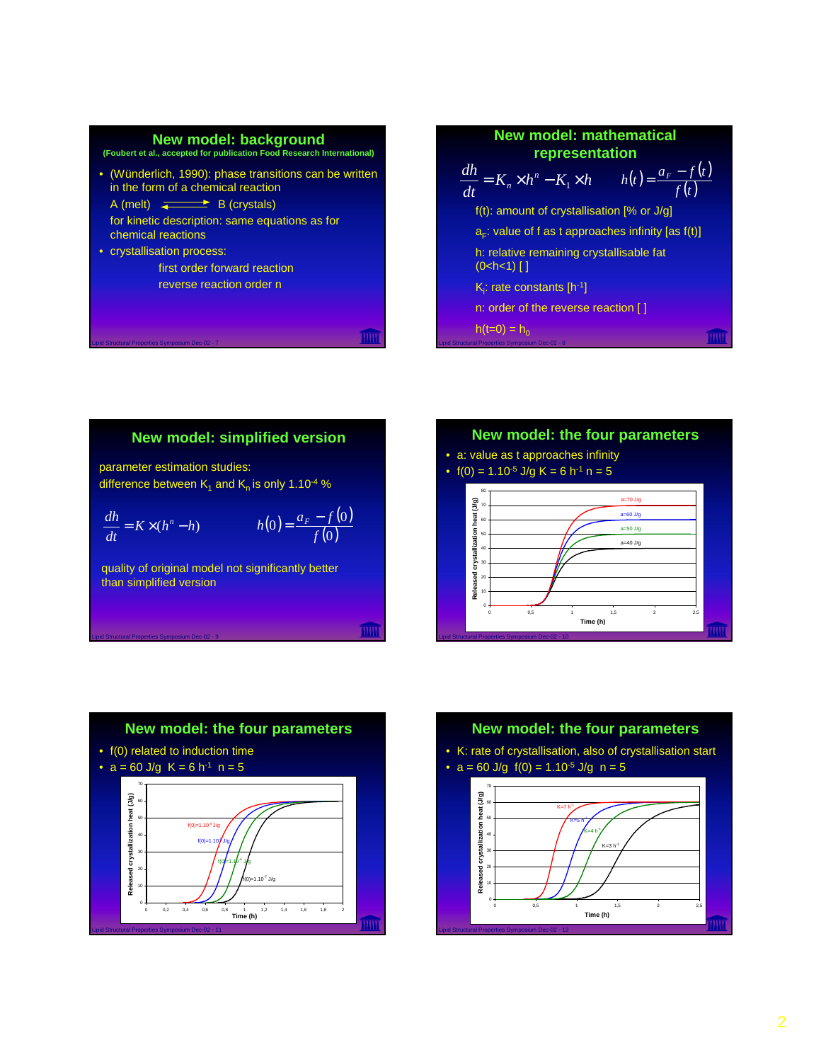## New model: background

(Foubert et al., accepted for publication Food Research International)

- (Wünderlich, 1990): phase transitions can be written in the form of a chemical reaction

  A (melt) ⇄ B (crystals)

  for kinetic description: same equations as for chemical reactions
- crystallisation process:

  first order forward reaction

  reverse reaction order n

## New model: mathematical representation

$$\frac{dh}{dt} = K_n \times h^n - K_1 \times h \qquad h(t) = \frac{a_F - f(t)}{f(t)}$$

f(t): amount of crystallisation [% or J/g]

$a_F$: value of f as t approaches infinity [as f(t)]

h: relative remaining crystallisable fat (0<h<1) [ ]

$K_i$: rate constants [$h^{-1}$]

n: order of the reverse reaction [ ]

$h(t=0) = h_0$

## New model: simplified version

parameter estimation studies:
difference between $K_1$ and $K_n$ is only $1.10^{-4}$ %

$$\frac{dh}{dt} = K \times (h^n - h) \qquad h(0) = \frac{a_F - f(0)}{f(0)}$$

quality of original model not significantly better than simplified version

## New model: the four parameters

- a: value as t approaches infinity
- $f(0) = 1.10^{-5}$ J/g $K = 6\ h^{-1}$ $n = 5$

Released crystallization heat (J/g) vs. Time (h): a=70 J/g, a=60 J/g, a=50 J/g, a=40 J/g

## New model: the four parameters

- f(0) related to induction time
- $a = 60$ J/g $K = 6\ h^{-1}$ $n = 5$

Released crystallization heat (J/g) vs. Time (h): $f(0)=1.10^{-4}$ J/g, $f(0)=1.10^{-5}$ J/g, $f(0)=1.10^{-6}$ J/g, $f(0)=1.10^{-7}$ J/g

## New model: the four parameters

- K: rate of crystallisation, also of crystallisation start
- $a = 60$ J/g $f(0) = 1.10^{-5}$ J/g $n = 5$

Released crystallization heat (J/g) vs. Time (h): $K=7\ h^{-1}$, $K=5\ h^{-1}$, $K=4\ h^{-1}$, $K=3\ h^{-1}$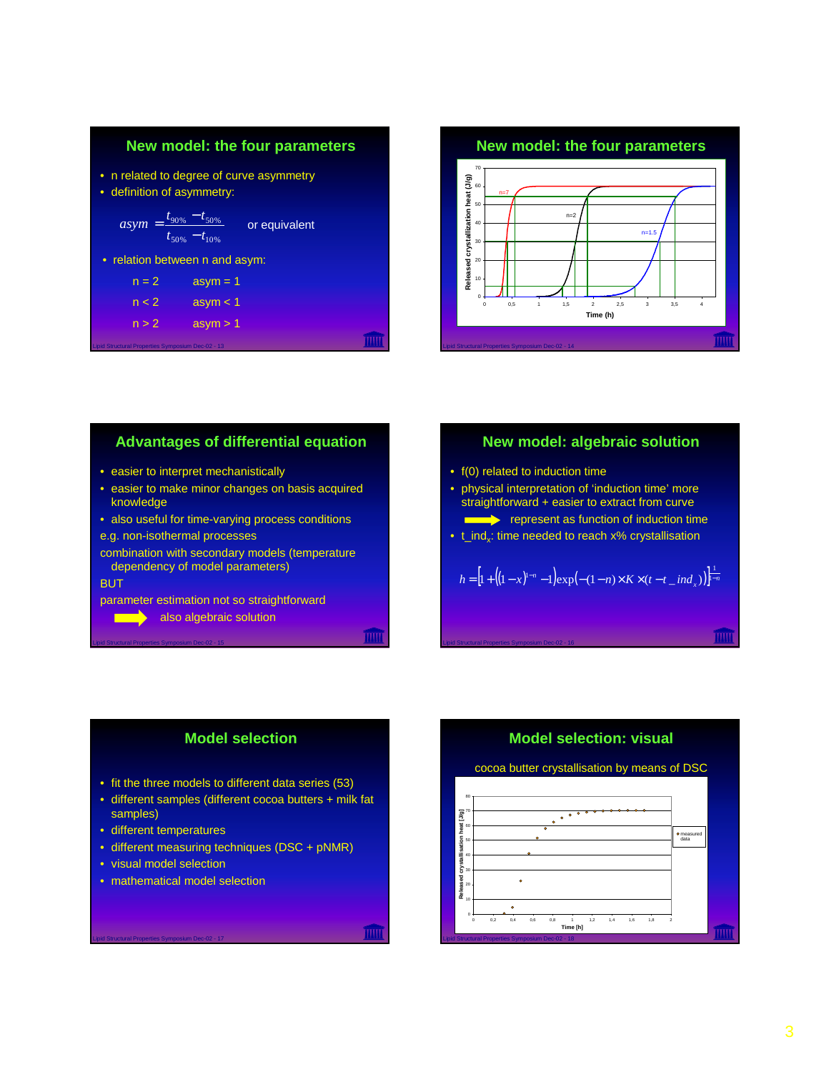## New model: the four parameters

- n related to degree of curve asymmetry
- definition of asymmetry:

$$asym = \frac{t_{90\%} - t_{50\%}}{t_{50\%} - t_{10\%}}$$

or equivalent

- relation between n and asym:

n = 2 asym = 1

n < 2 asym < 1

n > 2 asym > 1

## New model: the four parameters

Released crystallization heat (J/g)

Time (h)

n=7

n=2

n=1.5

## Advantages of differential equation

- easier to interpret mechanistically
- easier to make minor changes on basis acquired knowledge
- also useful for time-varying process conditions

e.g. non-isothermal processes

combination with secondary models (temperature dependency of model parameters)

BUT

parameter estimation not so straightforward

➡ also algebraic solution

## New model: algebraic solution

- f(0) related to induction time
- physical interpretation of ‘induction time’ more straightforward + easier to extract from curve

➡ represent as function of induction time

- $t\_ind_x$: time needed to reach x% crystallisation

$$h = \left[1 + \left((1-x)^{1-n} - 1\right)\exp\left(-(1-n) \times K \times (t - t\_ind_x)\right)\right]^{\frac{1}{1-n}}$$

## Model selection

- fit the three models to different data series (53)
- different samples (different cocoa butters + milk fat samples)
- different temperatures
- different measuring techniques (DSC + pNMR)
- visual model selection
- mathematical model selection

## Model selection: visual

cocoa butter crystallisation by means of DSC

Released crystallisation heat [J/g]

Time [h]

measured data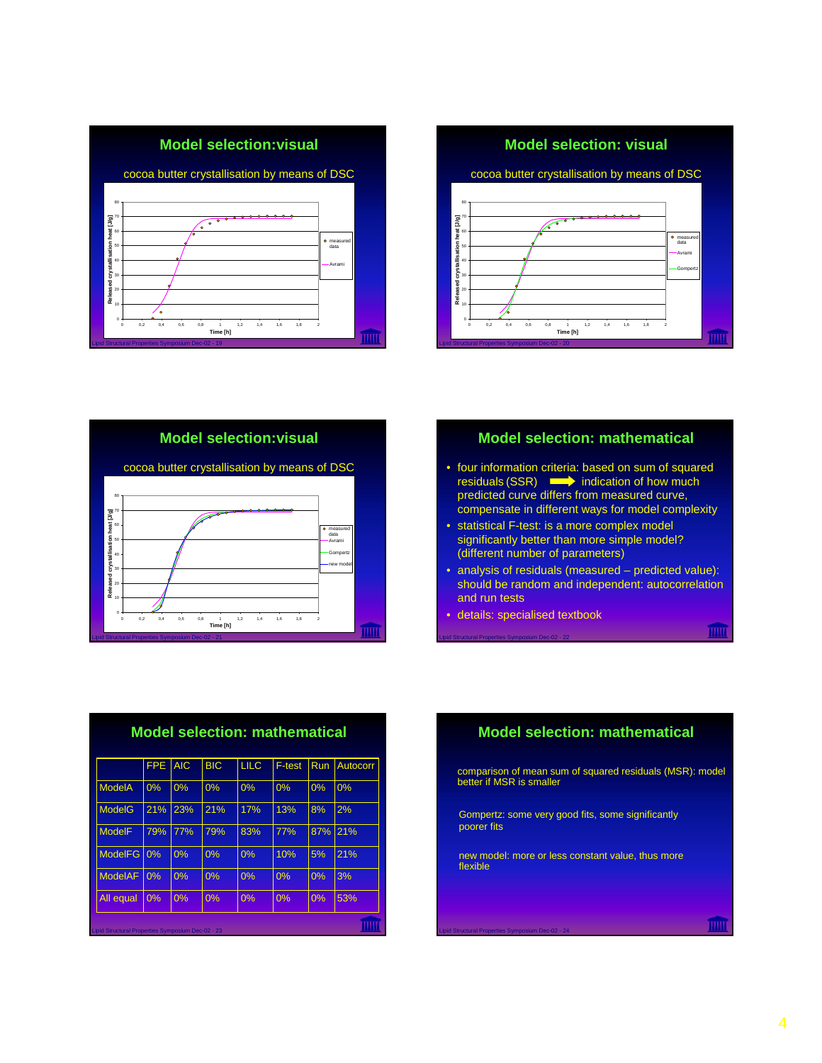## Model selection:visual

cocoa butter crystallisation by means of DSC

Released crystallisation heat [J/g] vs. Time [h] — measured data, Avrami

## Model selection: visual

cocoa butter crystallisation by means of DSC

Released crystallisation heat [J/g] vs. Time [h] — measured data, Avrami, Gompertz

## Model selection:visual

cocoa butter crystallisation by means of DSC

Released crystallisation heat [J/g] vs. Time [h] — measured data, Avrami, Gompertz, new model

## Model selection: mathematical

- four information criteria: based on sum of squared residuals (SSR) ➡ indication of how much predicted curve differs from measured curve, compensate in different ways for model complexity
- statistical F-test: is a more complex model significantly better than more simple model? (different number of parameters)
- analysis of residuals (measured – predicted value): should be random and independent: autocorrelation and run tests
- details: specialised textbook

## Model selection: mathematical

| | FPE | AIC | BIC | LILC | F-test | Run | Autocorr |
|---|---|---|---|---|---|---|---|
| ModelA | 0% | 0% | 0% | 0% | 0% | 0% | 0% |
| ModelG | 21% | 23% | 21% | 17% | 13% | 8% | 2% |
| ModelF | 79% | 77% | 79% | 83% | 77% | 87% | 21% |
| ModelFG | 0% | 0% | 0% | 0% | 10% | 5% | 21% |
| ModelAF | 0% | 0% | 0% | 0% | 0% | 0% | 3% |
| All equal | 0% | 0% | 0% | 0% | 0% | 0% | 53% |

## Model selection: mathematical

comparison of mean sum of squared residuals (MSR): model better if MSR is smaller

Gompertz: some very good fits, some significantly poorer fits

new model: more or less constant value, thus more flexible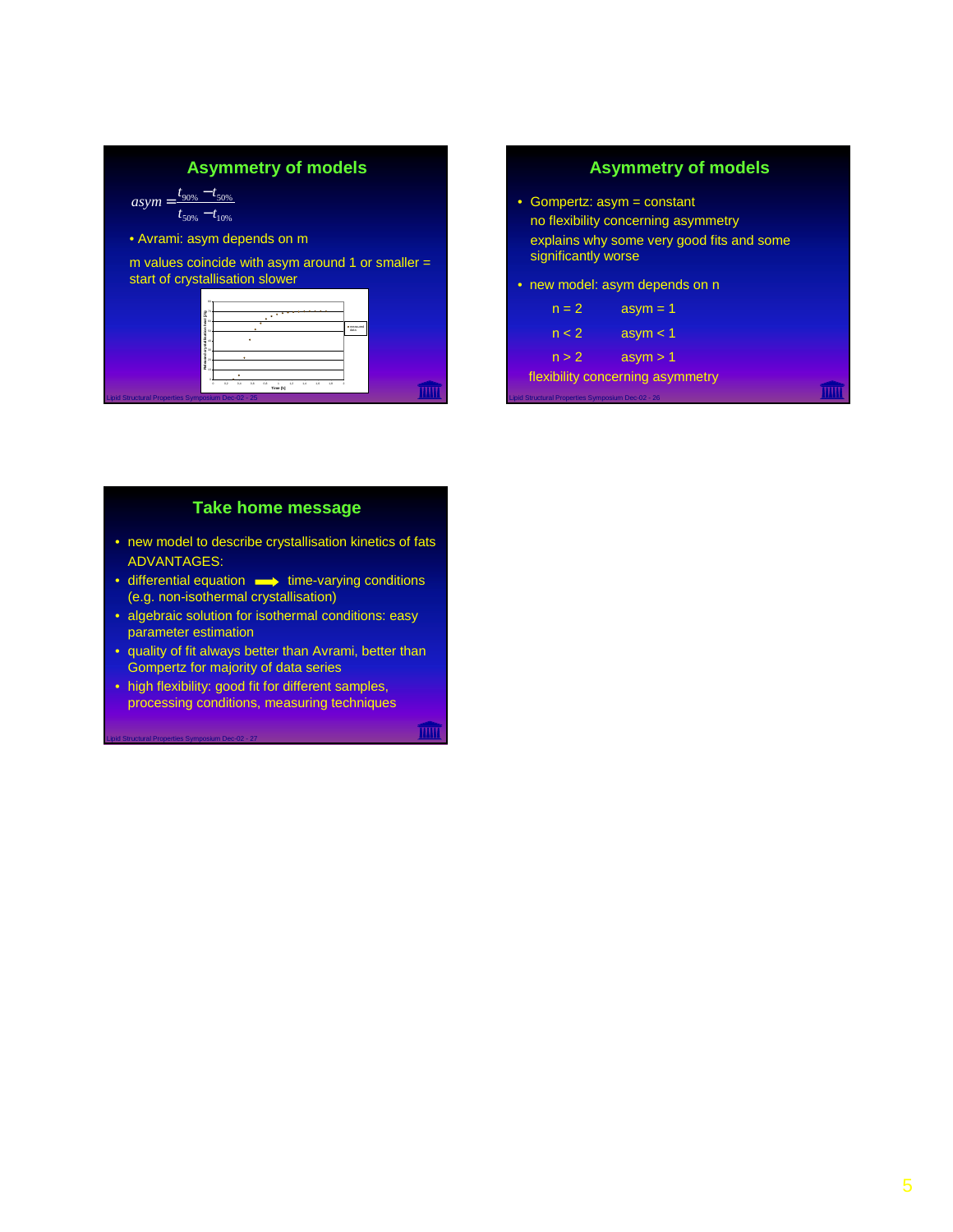## Asymmetry of models

$$asym = \frac{t_{90\%} - t_{50\%}}{t_{50\%} - t_{10\%}}$$

- Avrami: asym depends on m

m values coincide with asym around 1 or smaller = start of crystallisation slower

Time [h]

measured data

## Asymmetry of models

- Gompertz: asym = constant

  no flexibility concerning asymmetry

  explains why some very good fits and some significantly worse

- new model: asym depends on n

  n = 2 asym = 1

  n < 2 asym < 1

  n > 2 asym > 1

  flexibility concerning asymmetry

## Take home message

- new model to describe crystallisation kinetics of fats ADVANTAGES:
- differential equation ➡ time-varying conditions (e.g. non-isothermal crystallisation)
- algebraic solution for isothermal conditions: easy parameter estimation
- quality of fit always better than Avrami, better than Gompertz for majority of data series
- high flexibility: good fit for different samples, processing conditions, measuring techniques